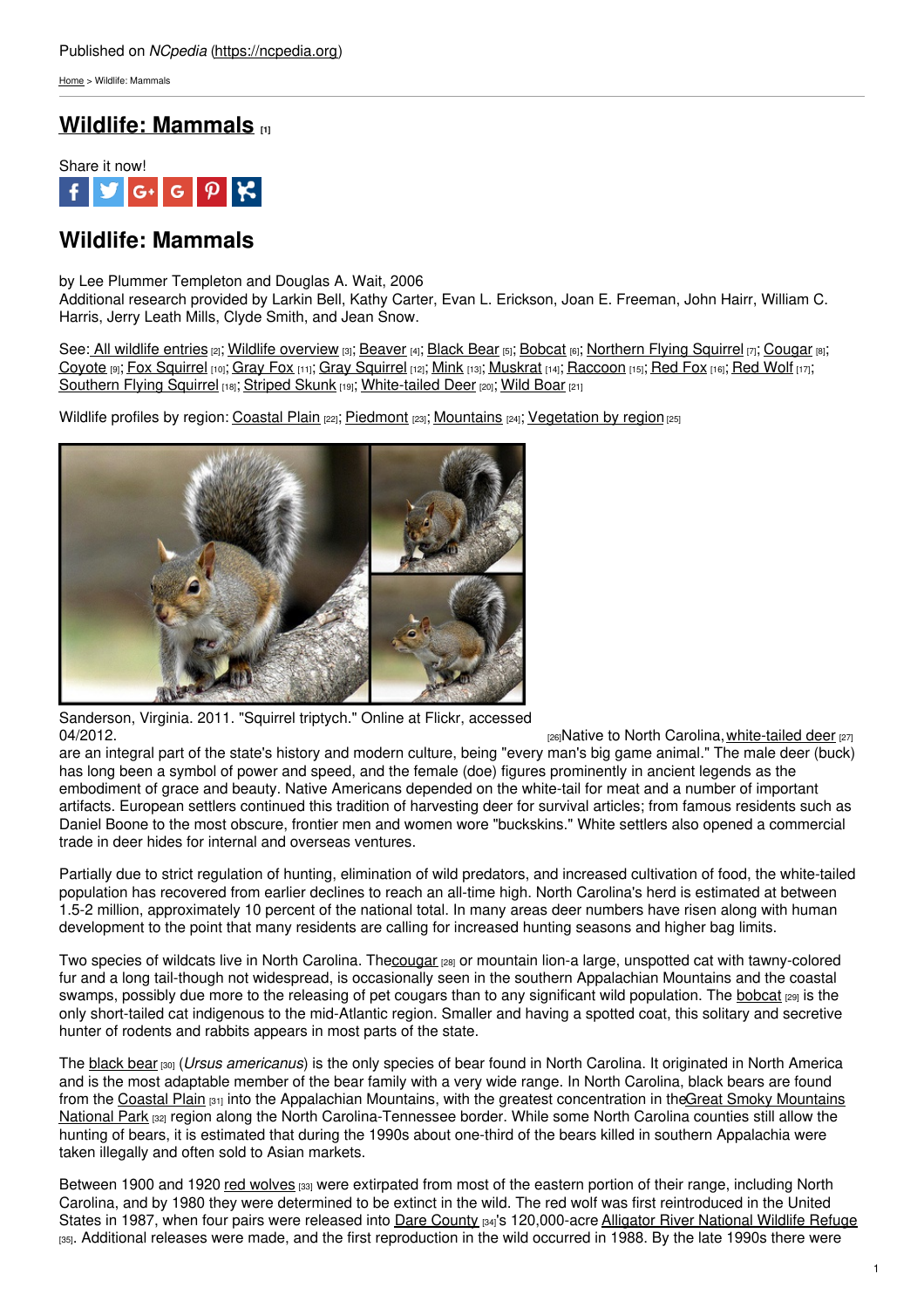Published on *NCpedia* (https://ncpedia.org)

Home > Wildlife: Mammals

# Wildlife: Mammals [1]

Share it now!

## Wildlife: Mammals

by Lee Plummer Templeton and Douglas A. Wait, 2006
Additional research provided by Larkin Bell, Kathy Carter, Evan L. Erickson, Joan E. Freeman, John Hairr, William C. Harris, Jerry Leath Mills, Clyde Smith, and Jean Snow.

See: All wildlife entries [2]; Wildlife overview [3]; Beaver [4]; Black Bear [5]; Bobcat [6]; Northern Flying Squirrel [7]; Cougar [8]; Coyote [9]; Fox Squirrel [10]; Gray Fox [11]; Gray Squirrel [12]; Mink [13]; Muskrat [14]; Raccoon [15]; Red Fox [16]; Red Wolf [17]; Southern Flying Squirrel [18]; Striped Skunk [19]; White-tailed Deer [20]; Wild Boar [21]

Wildlife profiles by region: Coastal Plain [22]; Piedmont [23]; Mountains [24]; Vegetation by region [25]

Sanderson, Virginia. 2011. "Squirrel triptych." Online at Flickr, accessed 04/2012. [26]

Native to North Carolina, white-tailed deer [27] are an integral part of the state's history and modern culture, being "every man's big game animal." The male deer (buck) has long been a symbol of power and speed, and the female (doe) figures prominently in ancient legends as the embodiment of grace and beauty. Native Americans depended on the white-tail for meat and a number of important artifacts. European settlers continued this tradition of harvesting deer for survival articles; from famous residents such as Daniel Boone to the most obscure, frontier men and women wore "buckskins." White settlers also opened a commercial trade in deer hides for internal and overseas ventures.

Partially due to strict regulation of hunting, elimination of wild predators, and increased cultivation of food, the white-tailed population has recovered from earlier declines to reach an all-time high. North Carolina's herd is estimated at between 1.5-2 million, approximately 10 percent of the national total. In many areas deer numbers have risen along with human development to the point that many residents are calling for increased hunting seasons and higher bag limits.

Two species of wildcats live in North Carolina. The cougar [28] or mountain lion-a large, unspotted cat with tawny-colored fur and a long tail-though not widespread, is occasionally seen in the southern Appalachian Mountains and the coastal swamps, possibly due more to the releasing of pet cougars than to any significant wild population. The bobcat [29] is the only short-tailed cat indigenous to the mid-Atlantic region. Smaller and having a spotted coat, this solitary and secretive hunter of rodents and rabbits appears in most parts of the state.

The black bear [30] (*Ursus americanus*) is the only species of bear found in North Carolina. It originated in North America and is the most adaptable member of the bear family with a very wide range. In North Carolina, black bears are found from the Coastal Plain [31] into the Appalachian Mountains, with the greatest concentration in the Great Smoky Mountains National Park [32] region along the North Carolina-Tennessee border. While some North Carolina counties still allow the hunting of bears, it is estimated that during the 1990s about one-third of the bears killed in southern Appalachia were taken illegally and often sold to Asian markets.

Between 1900 and 1920 red wolves [33] were extirpated from most of the eastern portion of their range, including North Carolina, and by 1980 they were determined to be extinct in the wild. The red wolf was first reintroduced in the United States in 1987, when four pairs were released into Dare County [34]'s 120,000-acre Alligator River National Wildlife Refuge [35]. Additional releases were made, and the first reproduction in the wild occurred in 1988. By the late 1990s there were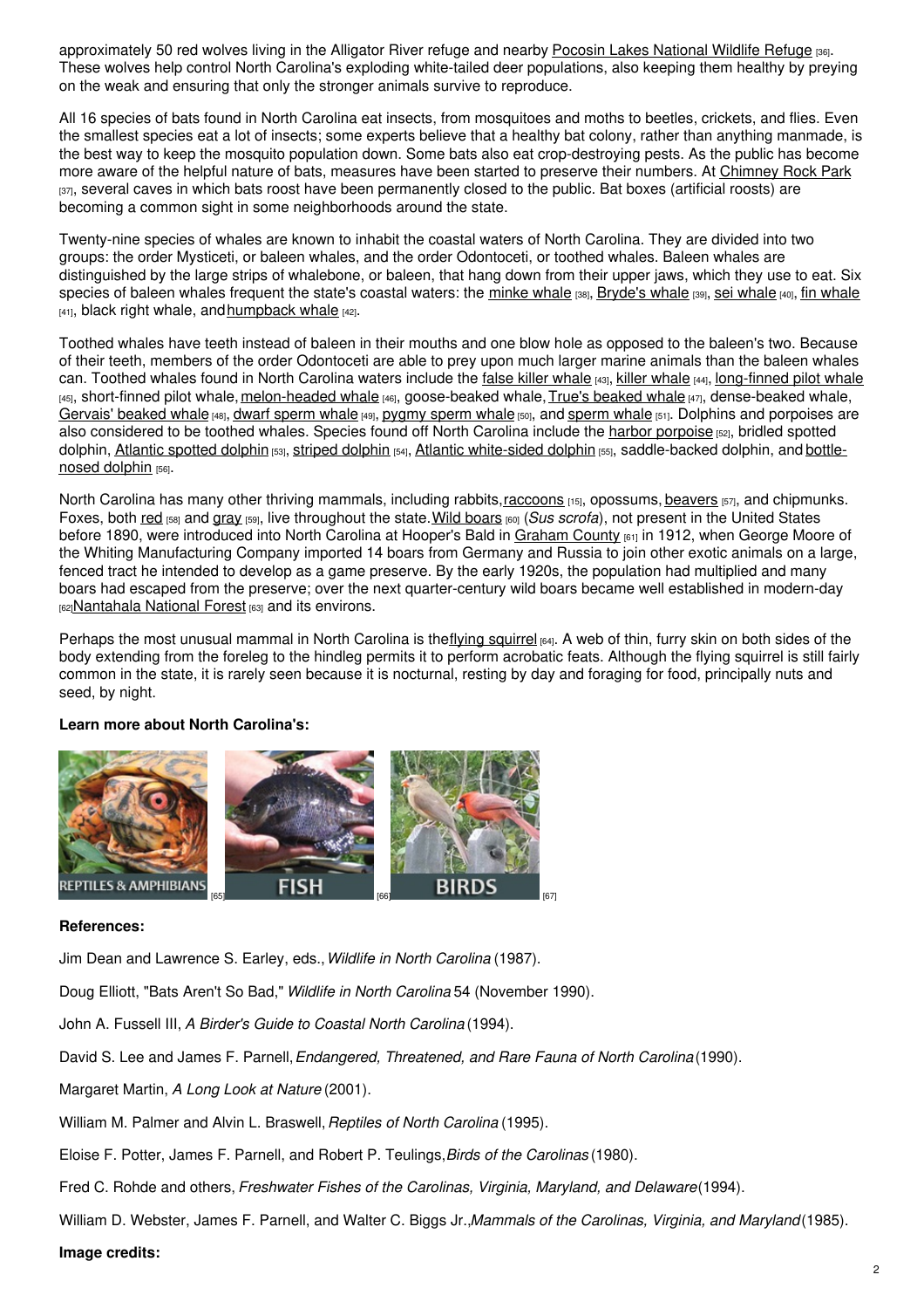approximately 50 red wolves living in the Alligator River refuge and nearby Pocosin Lakes National Wildlife Refuge [36]. These wolves help control North Carolina's exploding white-tailed deer populations, also keeping them healthy by preying on the weak and ensuring that only the stronger animals survive to reproduce.

All 16 species of bats found in North Carolina eat insects, from mosquitoes and moths to beetles, crickets, and flies. Even the smallest species eat a lot of insects; some experts believe that a healthy bat colony, rather than anything manmade, is the best way to keep the mosquito population down. Some bats also eat crop-destroying pests. As the public has become more aware of the helpful nature of bats, measures have been started to preserve their numbers. At Chimney Rock Park [37], several caves in which bats roost have been permanently closed to the public. Bat boxes (artificial roosts) are becoming a common sight in some neighborhoods around the state.

Twenty-nine species of whales are known to inhabit the coastal waters of North Carolina. They are divided into two groups: the order Mysticeti, or baleen whales, and the order Odontoceti, or toothed whales. Baleen whales are distinguished by the large strips of whalebone, or baleen, that hang down from their upper jaws, which they use to eat. Six species of baleen whales frequent the state's coastal waters: the minke whale [38], Bryde's whale [39], sei whale [40], fin whale [41], black right whale, and humpback whale [42].

Toothed whales have teeth instead of baleen in their mouths and one blow hole as opposed to the baleen's two. Because of their teeth, members of the order Odontoceti are able to prey upon much larger marine animals than the baleen whales can. Toothed whales found in North Carolina waters include the false killer whale [43], killer whale [44], long-finned pilot whale [45], short-finned pilot whale, melon-headed whale [46], goose-beaked whale, True's beaked whale [47], dense-beaked whale, Gervais' beaked whale [48], dwarf sperm whale [49], pygmy sperm whale [50], and sperm whale [51]. Dolphins and porpoises are also considered to be toothed whales. Species found off North Carolina include the harbor porpoise [52], bridled spotted dolphin, Atlantic spotted dolphin [53], striped dolphin [54], Atlantic white-sided dolphin [55], saddle-backed dolphin, and bottle-nosed dolphin [56].

North Carolina has many other thriving mammals, including rabbits, raccoons [15], opossums, beavers [57], and chipmunks. Foxes, both red [58] and gray [59], live throughout the state. Wild boars [60] (*Sus scrofa*), not present in the United States before 1890, were introduced into North Carolina at Hooper's Bald in Graham County [61] in 1912, when George Moore of the Whiting Manufacturing Company imported 14 boars from Germany and Russia to join other exotic animals on a large, fenced tract he intended to develop as a game preserve. By the early 1920s, the population had multiplied and many boars had escaped from the preserve; over the next quarter-century wild boars became well established in modern-day [62] Nantahala National Forest [63] and its environs.

Perhaps the most unusual mammal in North Carolina is the flying squirrel [64]. A web of thin, furry skin on both sides of the body extending from the foreleg to the hindleg permits it to perform acrobatic feats. Although the flying squirrel is still fairly common in the state, it is rarely seen because it is nocturnal, resting by day and foraging for food, principally nuts and seed, by night.

**Learn more about North Carolina's:**

REPTILES & AMPHIBIANS [65] FISH [66] BIRDS [67]

**References:**

Jim Dean and Lawrence S. Earley, eds., *Wildlife in North Carolina* (1987).

Doug Elliott, "Bats Aren't So Bad," *Wildlife in North Carolina* 54 (November 1990).

John A. Fussell III, *A Birder's Guide to Coastal North Carolina* (1994).

David S. Lee and James F. Parnell, *Endangered, Threatened, and Rare Fauna of North Carolina* (1990).

Margaret Martin, *A Long Look at Nature* (2001).

William M. Palmer and Alvin L. Braswell, *Reptiles of North Carolina* (1995).

Eloise F. Potter, James F. Parnell, and Robert P. Teulings, *Birds of the Carolinas* (1980).

Fred C. Rohde and others, *Freshwater Fishes of the Carolinas, Virginia, Maryland, and Delaware* (1994).

William D. Webster, James F. Parnell, and Walter C. Biggs Jr., *Mammals of the Carolinas, Virginia, and Maryland* (1985).

**Image credits:**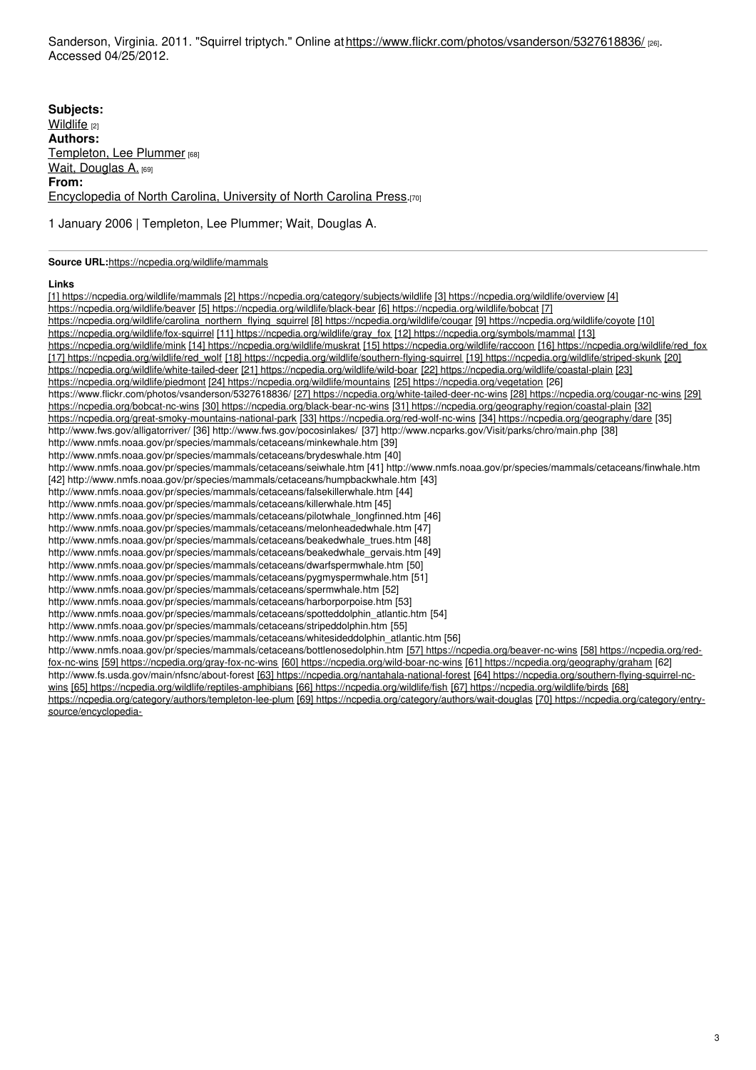Sanderson, Virginia. 2011. "Squirrel triptych." Online at https://www.flickr.com/photos/vsanderson/5327618836/ [26]. Accessed 04/25/2012.

**Subjects:**
Wildlife [2]
**Authors:**
Templeton, Lee Plummer [68]
Wait, Douglas A. [69]
**From:**
Encyclopedia of North Carolina, University of North Carolina Press.[70]

1 January 2006 | Templeton, Lee Plummer; Wait, Douglas A.

**Source URL:** https://ncpedia.org/wildlife/mammals

**Links**
[1] https://ncpedia.org/wildlife/mammals [2] https://ncpedia.org/category/subjects/wildlife [3] https://ncpedia.org/wildlife/overview [4] https://ncpedia.org/wildlife/beaver [5] https://ncpedia.org/wildlife/black-bear [6] https://ncpedia.org/wildlife/bobcat [7] https://ncpedia.org/wildlife/carolina_northern_flying_squirrel [8] https://ncpedia.org/wildlife/cougar [9] https://ncpedia.org/wildlife/coyote [10] https://ncpedia.org/wildlife/fox-squirrel [11] https://ncpedia.org/wildlife/gray_fox [12] https://ncpedia.org/symbols/mammal [13] https://ncpedia.org/wildlife/mink [14] https://ncpedia.org/wildlife/muskrat [15] https://ncpedia.org/wildlife/raccoon [16] https://ncpedia.org/wildlife/red_fox [17] https://ncpedia.org/wildlife/red_wolf [18] https://ncpedia.org/wildlife/southern-flying-squirrel [19] https://ncpedia.org/wildlife/striped-skunk [20] https://ncpedia.org/wildlife/white-tailed-deer [21] https://ncpedia.org/wildlife/wild-boar [22] https://ncpedia.org/wildlife/coastal-plain [23] https://ncpedia.org/wildlife/piedmont [24] https://ncpedia.org/wildlife/mountains [25] https://ncpedia.org/vegetation [26] https://www.flickr.com/photos/vsanderson/5327618836/ [27] https://ncpedia.org/white-tailed-deer-nc-wins [28] https://ncpedia.org/cougar-nc-wins [29] https://ncpedia.org/bobcat-nc-wins [30] https://ncpedia.org/black-bear-nc-wins [31] https://ncpedia.org/geography/region/coastal-plain [32] https://ncpedia.org/great-smoky-mountains-national-park [33] https://ncpedia.org/red-wolf-nc-wins [34] https://ncpedia.org/geography/dare [35] http://www.fws.gov/alligatorriver/ [36] http://www.fws.gov/pocosinlakes/ [37] http://www.ncparks.gov/Visit/parks/chro/main.php [38] http://www.nmfs.noaa.gov/pr/species/mammals/cetaceans/minkewhale.htm [39] http://www.nmfs.noaa.gov/pr/species/mammals/cetaceans/brydeswhale.htm [40] http://www.nmfs.noaa.gov/pr/species/mammals/cetaceans/seiwhale.htm [41] http://www.nmfs.noaa.gov/pr/species/mammals/cetaceans/finwhale.htm [42] http://www.nmfs.noaa.gov/pr/species/mammals/cetaceans/humpbackwhale.htm [43] http://www.nmfs.noaa.gov/pr/species/mammals/cetaceans/falsekillerwhale.htm [44] http://www.nmfs.noaa.gov/pr/species/mammals/cetaceans/killerwhale.htm [45] http://www.nmfs.noaa.gov/pr/species/mammals/cetaceans/pilotwhale_longfinned.htm [46] http://www.nmfs.noaa.gov/pr/species/mammals/cetaceans/melonheadedwhale.htm [47] http://www.nmfs.noaa.gov/pr/species/mammals/cetaceans/beakedwhale_trues.htm [48] http://www.nmfs.noaa.gov/pr/species/mammals/cetaceans/beakedwhale_gervais.htm [49] http://www.nmfs.noaa.gov/pr/species/mammals/cetaceans/dwarfspermwhale.htm [50] http://www.nmfs.noaa.gov/pr/species/mammals/cetaceans/pygmyspermwhale.htm [51] http://www.nmfs.noaa.gov/pr/species/mammals/cetaceans/spermwhale.htm [52] http://www.nmfs.noaa.gov/pr/species/mammals/cetaceans/harborporpoise.htm [53] http://www.nmfs.noaa.gov/pr/species/mammals/cetaceans/spotteddolphin_atlantic.htm [54] http://www.nmfs.noaa.gov/pr/species/mammals/cetaceans/stripeddolphin.htm [55] http://www.nmfs.noaa.gov/pr/species/mammals/cetaceans/whitesideddolphin_atlantic.htm [56] http://www.nmfs.noaa.gov/pr/species/mammals/cetaceans/bottlenosedolphin.htm [57] https://ncpedia.org/beaver-nc-wins [58] https://ncpedia.org/red-fox-nc-wins [59] https://ncpedia.org/gray-fox-nc-wins [60] https://ncpedia.org/wild-boar-nc-wins [61] https://ncpedia.org/geography/graham [62] http://www.fs.usda.gov/main/nfsnc/about-forest [63] https://ncpedia.org/nantahala-national-forest [64] https://ncpedia.org/southern-flying-squirrel-nc-wins [65] https://ncpedia.org/wildlife/reptiles-amphibians [66] https://ncpedia.org/wildlife/fish [67] https://ncpedia.org/wildlife/birds [68] https://ncpedia.org/category/authors/templeton-lee-plum [69] https://ncpedia.org/category/authors/wait-douglas [70] https://ncpedia.org/category/entry-source/encyclopedia-